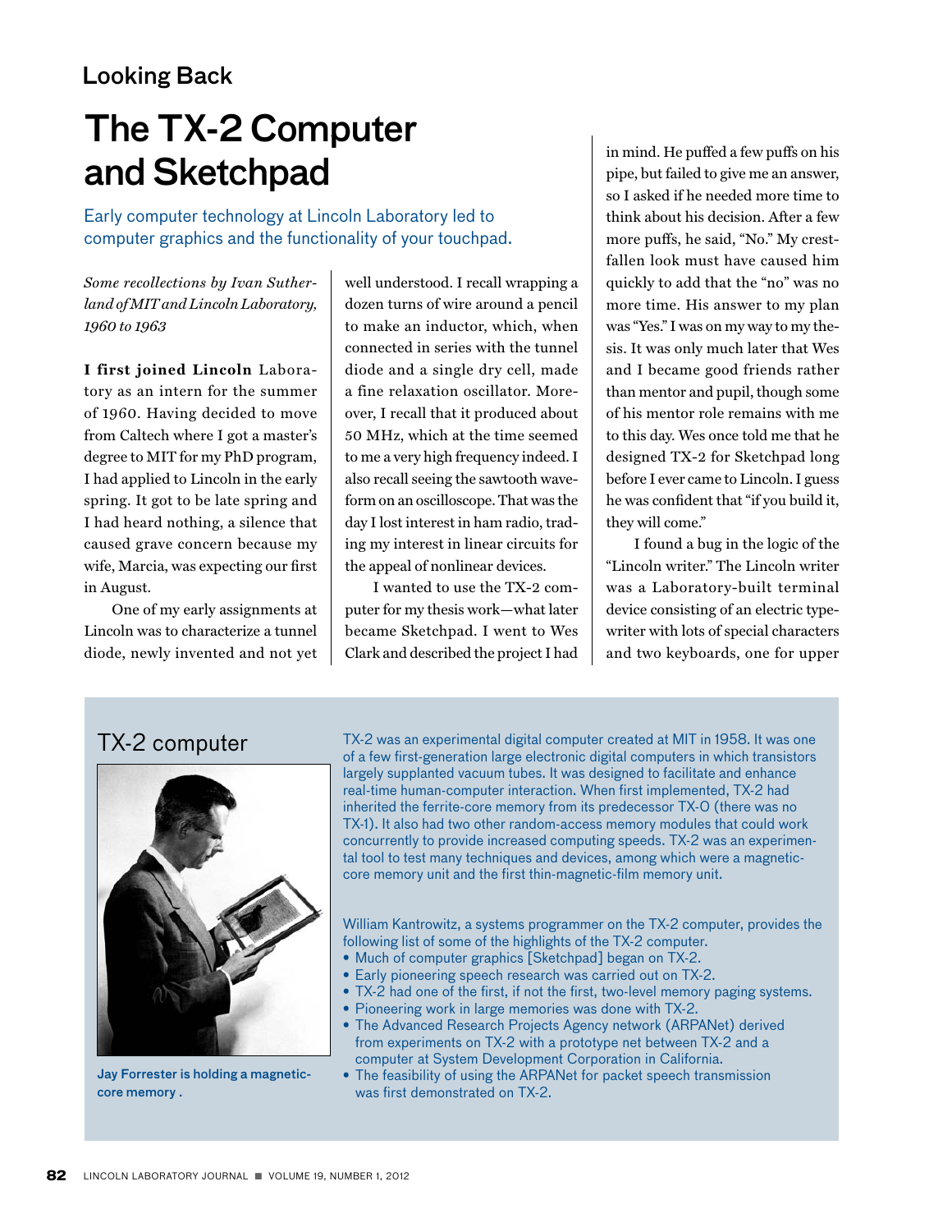## Looking Back

# The TX-2 Computer and Sketchpad

Early computer technology at Lincoln Laboratory led to computer graphics and the functionality of your touchpad.

*Some recollections by Ivan Sutherland of MIT and Lincoln Laboratory, 1960 to 1963*

**I first joined Lincoln** Laboratory as an intern for the summer of 1960. Having decided to move from Caltech where I got a master's degree to MIT for my PhD program, I had applied to Lincoln in the early spring. It got to be late spring and I had heard nothing, a silence that caused grave concern because my wife, Marcia, was expecting our first in August.

One of my early assignments at Lincoln was to characterize a tunnel diode, newly invented and not yet well understood. I recall wrapping a dozen turns of wire around a pencil to make an inductor, which, when connected in series with the tunnel diode and a single dry cell, made a fine relaxation oscillator. Moreover, I recall that it produced about 50 MHz, which at the time seemed to me a very high frequency indeed. I also recall seeing the sawtooth waveform on an oscilloscope. That was the day I lost interest in ham radio, trading my interest in linear circuits for the appeal of nonlinear devices.

I wanted to use the TX-2 computer for my thesis work—what later became Sketchpad. I went to Wes Clark and described the project I had in mind. He puffed a few puffs on his pipe, but failed to give me an answer, so I asked if he needed more time to think about his decision. After a few more puffs, he said, "No." My crestfallen look must have caused him quickly to add that the "no" was no more time. His answer to my plan was "Yes." I was on my way to my thesis. It was only much later that Wes and I became good friends rather than mentor and pupil, though some of his mentor role remains with me to this day. Wes once told me that he designed TX-2 for Sketchpad long before I ever came to Lincoln. I guess he was confident that "if you build it, they will come."

I found a bug in the logic of the "Lincoln writer." The Lincoln writer was a Laboratory-built terminal device consisting of an electric typewriter with lots of special characters and two keyboards, one for upper

### TX-2 computer

Jay Forrester is holding a magnetic-core memory .

TX-2 was an experimental digital computer created at MIT in 1958. It was one of a few first-generation large electronic digital computers in which transistors largely supplanted vacuum tubes. It was designed to facilitate and enhance real-time human-computer interaction. When first implemented, TX-2 had inherited the ferrite-core memory from its predecessor TX-0 (there was no TX-1). It also had two other random-access memory modules that could work concurrently to provide increased computing speeds. TX-2 was an experimental tool to test many techniques and devices, among which were a magnetic-core memory unit and the first thin-magnetic-film memory unit.

William Kantrowitz, a systems programmer on the TX-2 computer, provides the following list of some of the highlights of the TX-2 computer.

- Much of computer graphics [Sketchpad] began on TX-2.
- Early pioneering speech research was carried out on TX-2.
- TX-2 had one of the first, if not the first, two-level memory paging systems.
- Pioneering work in large memories was done with TX-2.
- The Advanced Research Projects Agency network (ARPANet) derived from experiments on TX-2 with a prototype net between TX-2 and a computer at System Development Corporation in California.
- The feasibility of using the ARPANet for packet speech transmission was first demonstrated on TX-2.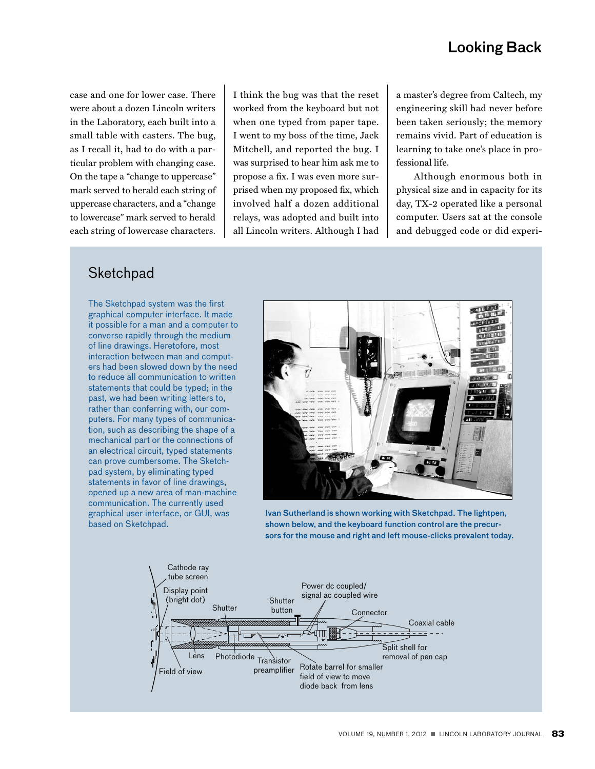case and one for lower case. There were about a dozen Lincoln writers in the Laboratory, each built into a small table with casters. The bug, as I recall it, had to do with a particular problem with changing case. On the tape a "change to uppercase" mark served to herald each string of uppercase characters, and a "change to lowercase" mark served to herald each string of lowercase characters. I think the bug was that the reset worked from the keyboard but not when one typed from paper tape. I went to my boss of the time, Jack Mitchell, and reported the bug. I was surprised to hear him ask me to propose a fix. I was even more surprised when my proposed fix, which involved half a dozen additional relays, was adopted and built into all Lincoln writers. Although I had a master's degree from Caltech, my engineering skill had never before been taken seriously; the memory remains vivid. Part of education is learning to take one's place in professional life.

Although enormous both in physical size and in capacity for its day, TX-2 operated like a personal computer. Users sat at the console and debugged code or did experi-

## Sketchpad

The Sketchpad system was the first graphical computer interface. It made it possible for a man and a computer to converse rapidly through the medium of line drawings. Heretofore, most interaction between man and computers had been slowed down by the need to reduce all communication to written statements that could be typed; in the past, we had been writing letters to, rather than conferring with, our computers. For many types of communication, such as describing the shape of a mechanical part or the connections of an electrical circuit, typed statements can prove cumbersome. The Sketchpad system, by eliminating typed statements in favor of line drawings, opened up a new area of man-machine communication. The currently used graphical user interface, or GUI, was based on Sketchpad.

Ivan Sutherland is shown working with Sketchpad. The lightpen, shown below, and the keyboard function control are the precursors for the mouse and right and left mouse-clicks prevalent today.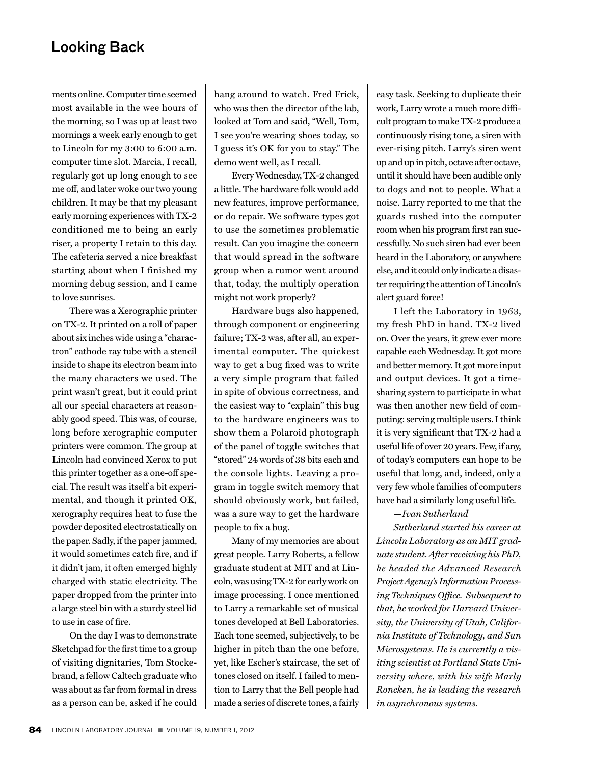ments online. Computer time seemed most available in the wee hours of the morning, so I was up at least two mornings a week early enough to get to Lincoln for my 3:00 to 6:00 a.m. computer time slot. Marcia, I recall, regularly got up long enough to see me off, and later woke our two young children. It may be that my pleasant early morning experiences with TX-2 conditioned me to being an early riser, a property I retain to this day. The cafeteria served a nice breakfast starting about when I finished my morning debug session, and I came to love sunrises.

There was a Xerographic printer on TX-2. It printed on a roll of paper about six inches wide using a "charactron" cathode ray tube with a stencil inside to shape its electron beam into the many characters we used. The print wasn't great, but it could print all our special characters at reasonably good speed. This was, of course, long before xerographic computer printers were common. The group at Lincoln had convinced Xerox to put this printer together as a one-off special. The result was itself a bit experimental, and though it printed OK, xerography requires heat to fuse the powder deposited electrostatically on the paper. Sadly, if the paper jammed, it would sometimes catch fire, and if it didn't jam, it often emerged highly charged with static electricity. The paper dropped from the printer into a large steel bin with a sturdy steel lid to use in case of fire.

On the day I was to demonstrate Sketchpad for the first time to a group of visiting dignitaries, Tom Stockebrand, a fellow Caltech graduate who was about as far from formal in dress as a person can be, asked if he could hang around to watch. Fred Frick, who was then the director of the lab, looked at Tom and said, "Well, Tom, I see you're wearing shoes today, so I guess it's OK for you to stay." The demo went well, as I recall.

Every Wednesday, TX-2 changed a little. The hardware folk would add new features, improve performance, or do repair. We software types got to use the sometimes problematic result. Can you imagine the concern that would spread in the software group when a rumor went around that, today, the multiply operation might not work properly?

Hardware bugs also happened, through component or engineering failure; TX-2 was, after all, an experimental computer. The quickest way to get a bug fixed was to write a very simple program that failed in spite of obvious correctness, and the easiest way to "explain" this bug to the hardware engineers was to show them a Polaroid photograph of the panel of toggle switches that "stored" 24 words of 38 bits each and the console lights. Leaving a program in toggle switch memory that should obviously work, but failed, was a sure way to get the hardware people to fix a bug.

Many of my memories are about great people. Larry Roberts, a fellow graduate student at MIT and at Lincoln, was using TX-2 for early work on image processing. I once mentioned to Larry a remarkable set of musical tones developed at Bell Laboratories. Each tone seemed, subjectively, to be higher in pitch than the one before, yet, like Escher's staircase, the set of tones closed on itself. I failed to mention to Larry that the Bell people had made a series of discrete tones, a fairly easy task. Seeking to duplicate their work, Larry wrote a much more difficult program to make TX-2 produce a continuously rising tone, a siren with ever-rising pitch. Larry's siren went up and up in pitch, octave after octave, until it should have been audible only to dogs and not to people. What a noise. Larry reported to me that the guards rushed into the computer room when his program first ran successfully. No such siren had ever been heard in the Laboratory, or anywhere else, and it could only indicate a disaster requiring the attention of Lincoln's alert guard force!

I left the Laboratory in 1963, my fresh PhD in hand. TX-2 lived on. Over the years, it grew ever more capable each Wednesday. It got more and better memory. It got more input and output devices. It got a timesharing system to participate in what was then another new field of computing: serving multiple users. I think it is very significant that TX-2 had a useful life of over 20 years. Few, if any, of today's computers can hope to be useful that long, and, indeed, only a very few whole families of computers have had a similarly long useful life.

*—Ivan Sutherland*

*Sutherland started his career at Lincoln Laboratory as an MIT graduate student. After receiving his PhD, he headed the Advanced Research Project Agency's Information Processing Techniques Office. Subsequent to that, he worked for Harvard University, the University of Utah, California Institute of Technology, and Sun Microsystems. He is currently a visiting scientist at Portland State University where, with his wife Marly Roncken, he is leading the research in asynchronous systems.*